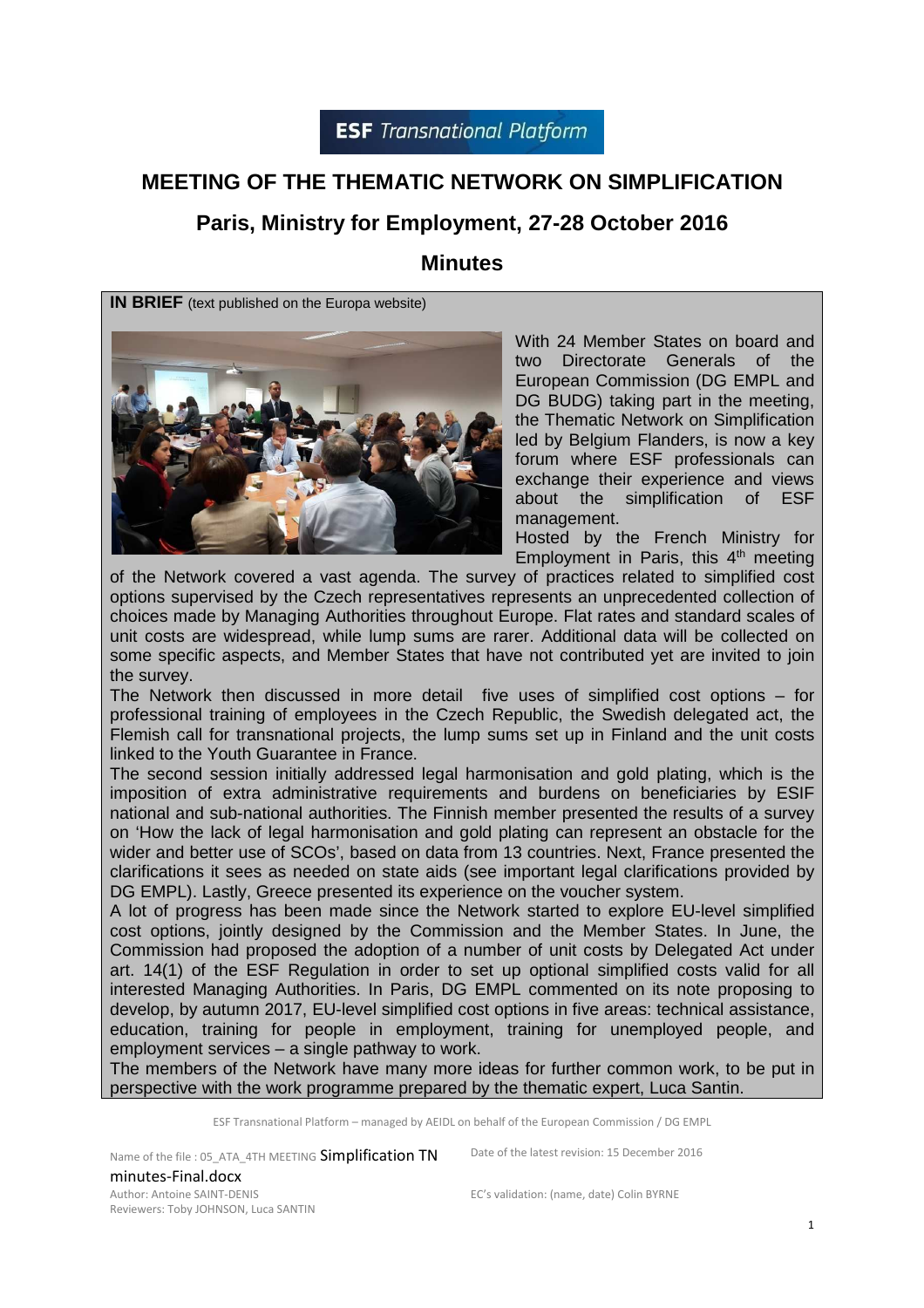**ESF** *Transnational Platform*

# MEETING OF THE THEMATIC NETWORK ON SIMPLIFICATION

## Paris, Ministry for Employment, 27-28 October 2016

## Minutes

**IN BRIEF** (text published on the Europa website)

With 24 Member States on board and two Directorate Generals of the European Commission (DG EMPL and DG BUDG) taking part in the meeting, the Thematic Network on Simplification led by Belgium Flanders, is now a key forum where ESF professionals can exchange their experience and views about the simplification of ESF management.

Hosted by the French Ministry for Employment in Paris, this 4th meeting of the Network covered a vast agenda. The survey of practices related to simplified cost options supervised by the Czech representatives represents an unprecedented collection of choices made by Managing Authorities throughout Europe. Flat rates and standard scales of unit costs are widespread, while lump sums are rarer. Additional data will be collected on some specific aspects, and Member States that have not contributed yet are invited to join the survey.

The Network then discussed in more detail five uses of simplified cost options – for professional training of employees in the Czech Republic, the Swedish delegated act, the Flemish call for transnational projects, the lump sums set up in Finland and the unit costs linked to the Youth Guarantee in France.

The second session initially addressed legal harmonisation and gold plating, which is the imposition of extra administrative requirements and burdens on beneficiaries by ESIF national and sub-national authorities. The Finnish member presented the results of a survey on 'How the lack of legal harmonisation and gold plating can represent an obstacle for the wider and better use of SCOs', based on data from 13 countries. Next, France presented the clarifications it sees as needed on state aids (see important legal clarifications provided by DG EMPL). Lastly, Greece presented its experience on the voucher system.

A lot of progress has been made since the Network started to explore EU-level simplified cost options, jointly designed by the Commission and the Member States. In June, the Commission had proposed the adoption of a number of unit costs by Delegated Act under art. 14(1) of the ESF Regulation in order to set up optional simplified costs valid for all interested Managing Authorities. In Paris, DG EMPL commented on its note proposing to develop, by autumn 2017, EU-level simplified cost options in five areas: technical assistance, education, training for people in employment, training for unemployed people, and employment services – a single pathway to work.

The members of the Network have many more ideas for further common work, to be put in perspective with the work programme prepared by the thematic expert, Luca Santin.

ESF Transnational Platform – managed by AEIDL on behalf of the European Commission / DG EMPL

Name of the file : 05_ATA_4TH MEETING Simplification TN minutes-Final.docx
Author: Antoine SAINT-DENIS
Reviewers: Toby JOHNSON, Luca SANTIN

Date of the latest revision: 15 December 2016

EC's validation: (name, date) Colin BYRNE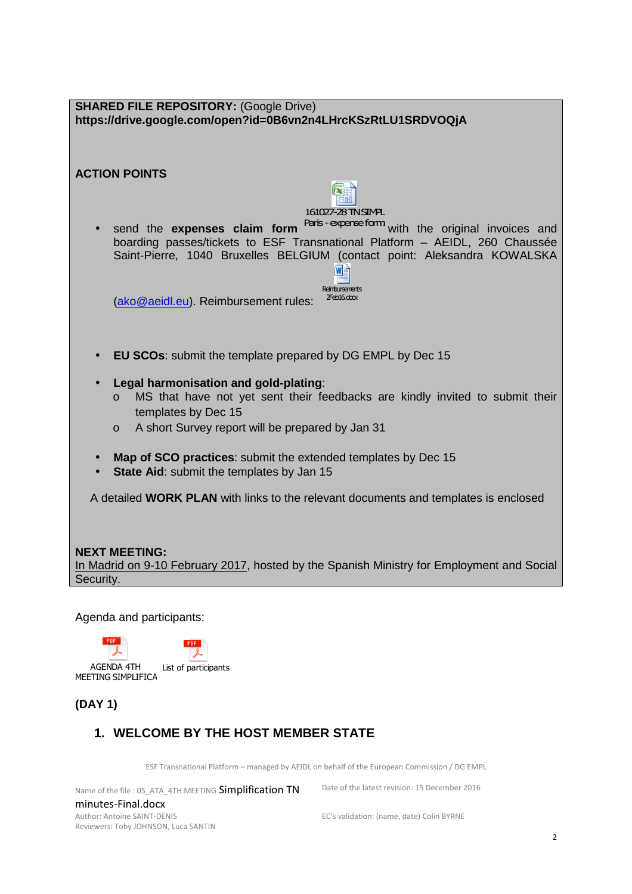**SHARED FILE REPOSITORY:** (Google Drive)
**https://drive.google.com/open?id=0B6vn2n4LHrcKSzRtLU1SRDVOQjA**

**ACTION POINTS**

- send the **expenses claim form** 161027-28 TN SIMPL Paris - expense form with the original invoices and boarding passes/tickets to ESF Transnational Platform – AEIDL, 260 Chaussée Saint-Pierre, 1040 Bruxelles BELGIUM (contact point: Aleksandra KOWALSKA (ako@aeidl.eu). Reimbursement rules: Reimbursements 2Feb16.docx

- **EU SCOs**: submit the template prepared by DG EMPL by Dec 15

- **Legal harmonisation and gold-plating**:
  - MS that have not yet sent their feedbacks are kindly invited to submit their templates by Dec 15
  - A short Survey report will be prepared by Jan 31

- **Map of SCO practices**: submit the extended templates by Dec 15
- **State Aid**: submit the templates by Jan 15

A detailed **WORK PLAN** with links to the relevant documents and templates is enclosed

**NEXT MEETING:**
In Madrid on 9-10 February 2017, hosted by the Spanish Ministry for Employment and Social Security.

Agenda and participants:

AGENDA 4TH MEETING SIMPLIFICA    List of participants

**(DAY 1)**

## 1. WELCOME BY THE HOST MEMBER STATE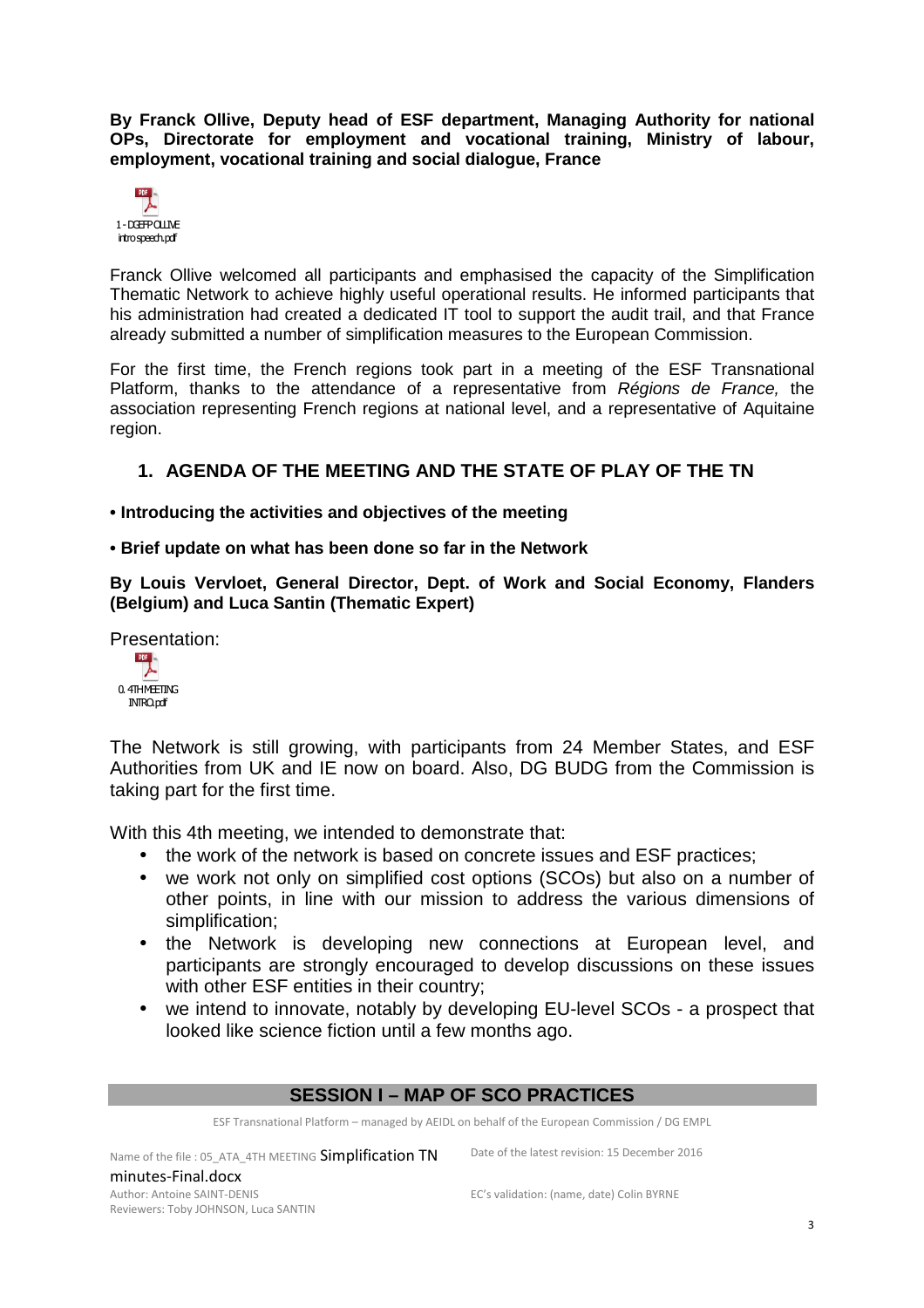**By Franck Ollive, Deputy head of ESF department, Managing Authority for national OPs, Directorate for employment and vocational training, Ministry of labour, employment, vocational training and social dialogue, France**

1 - DGEFP OLLIVE intro speech.pdf

Franck Ollive welcomed all participants and emphasised the capacity of the Simplification Thematic Network to achieve highly useful operational results. He informed participants that his administration had created a dedicated IT tool to support the audit trail, and that France already submitted a number of simplification measures to the European Commission.

For the first time, the French regions took part in a meeting of the ESF Transnational Platform, thanks to the attendance of a representative from *Régions de France,* the association representing French regions at national level, and a representative of Aquitaine region.

## 1. AGENDA OF THE MEETING AND THE STATE OF PLAY OF THE TN

**• Introducing the activities and objectives of the meeting**

**• Brief update on what has been done so far in the Network**

**By Louis Vervloet, General Director, Dept. of Work and Social Economy, Flanders (Belgium) and Luca Santin (Thematic Expert)**

Presentation:

0. 4TH MEETING INTRO.pdf

The Network is still growing, with participants from 24 Member States, and ESF Authorities from UK and IE now on board. Also, DG BUDG from the Commission is taking part for the first time.

With this 4th meeting, we intended to demonstrate that:

- the work of the network is based on concrete issues and ESF practices;
- we work not only on simplified cost options (SCOs) but also on a number of other points, in line with our mission to address the various dimensions of simplification;
- the Network is developing new connections at European level, and participants are strongly encouraged to develop discussions on these issues with other ESF entities in their country;
- we intend to innovate, notably by developing EU-level SCOs - a prospect that looked like science fiction until a few months ago.

## SESSION I – MAP OF SCO PRACTICES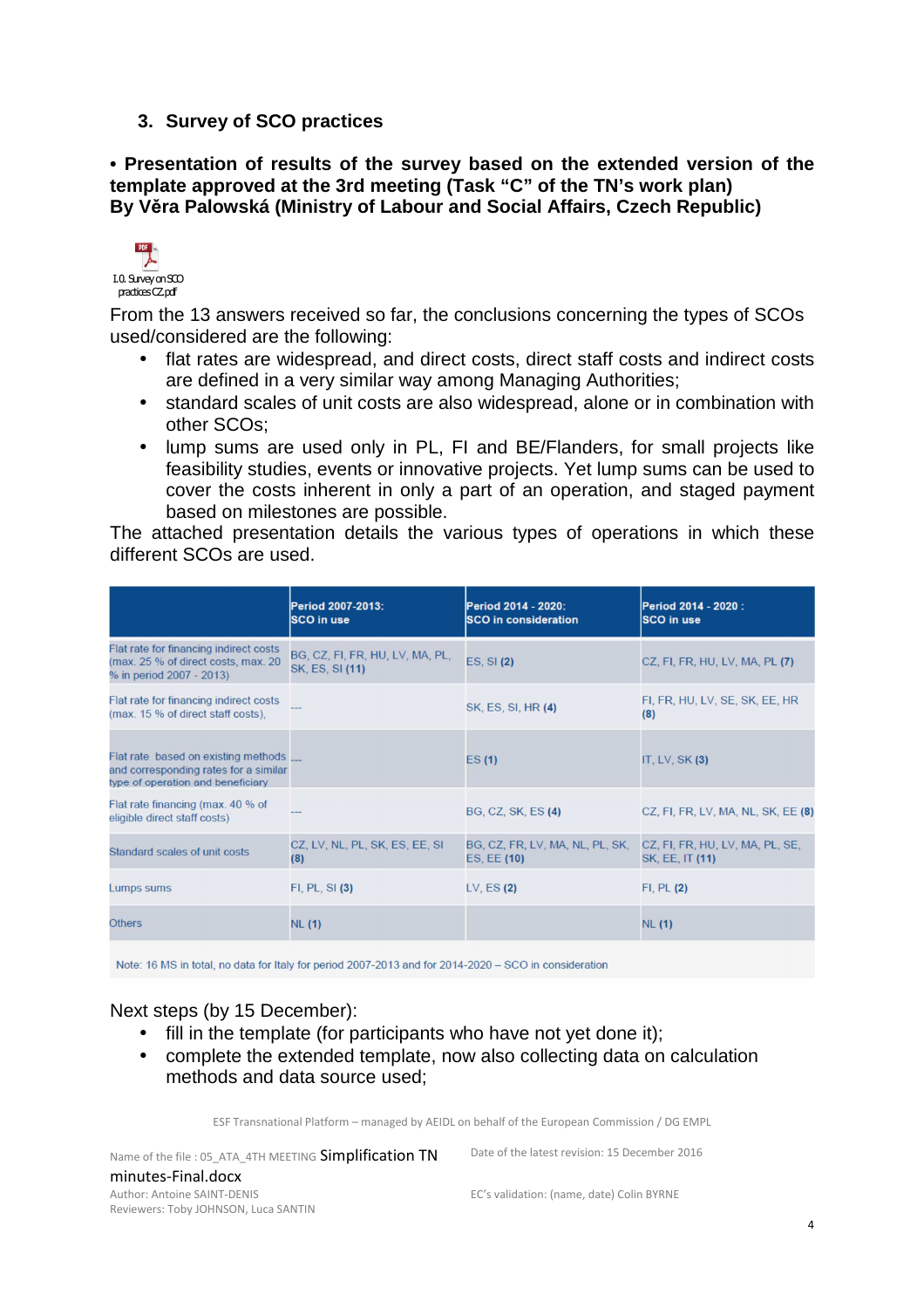## 3. Survey of SCO practices

**• Presentation of results of the survey based on the extended version of the template approved at the 3rd meeting (Task "C" of the TN's work plan) By Věra Palowská (Ministry of Labour and Social Affairs, Czech Republic)**

I.0. Survey on SCO practices CZ.pdf

From the 13 answers received so far, the conclusions concerning the types of SCOs used/considered are the following:

- flat rates are widespread, and direct costs, direct staff costs and indirect costs are defined in a very similar way among Managing Authorities;
- standard scales of unit costs are also widespread, alone or in combination with other SCOs;
- lump sums are used only in PL, FI and BE/Flanders, for small projects like feasibility studies, events or innovative projects. Yet lump sums can be used to cover the costs inherent in only a part of an operation, and staged payment based on milestones are possible.

The attached presentation details the various types of operations in which these different SCOs are used.

| | Period 2007-2013: SCO in use | Period 2014 - 2020: SCO in consideration | Period 2014 - 2020 : SCO in use |
|---|---|---|---|
| Flat rate for financing indirect costs (max. 25 % of direct costs, max. 20 % in period 2007 - 2013) | BG, CZ, FI, FR, HU, LV, MA, PL, SK, ES, SI **(11)** | ES, SI **(2)** | CZ, FI, FR, HU, LV, MA, PL **(7)** |
| Flat rate for financing indirect costs (max. 15 % of direct staff costs), | --- | SK, ES, SI, HR **(4)** | FI, FR, HU, LV, SE, SK, EE, HR **(8)** |
| Flat rate based on existing methods and corresponding rates for a similar type of operation and beneficiary | --- | ES **(1)** | IT, LV, SK **(3)** |
| Flat rate financing (max. 40 % of eligible direct staff costs) | --- | BG, CZ, SK, ES **(4)** | CZ, FI, FR, LV, MA, NL, SK, EE **(8)** |
| Standard scales of unit costs | CZ, LV, NL, PL, SK, ES, EE, SI **(8)** | BG, CZ, FR, LV, MA, NL, PL, SK, ES, EE **(10)** | CZ, FI, FR, HU, LV, MA, PL, SE, SK, EE, IT **(11)** |
| Lumps sums | FI, PL, SI **(3)** | LV, ES **(2)** | FI, PL **(2)** |
| Others | NL **(1)** | | NL **(1)** |

Note: 16 MS in total, no data for Italy for period 2007-2013 and for 2014-2020 – SCO in consideration

Next steps (by 15 December):

- fill in the template (for participants who have not yet done it);
- complete the extended template, now also collecting data on calculation methods and data source used;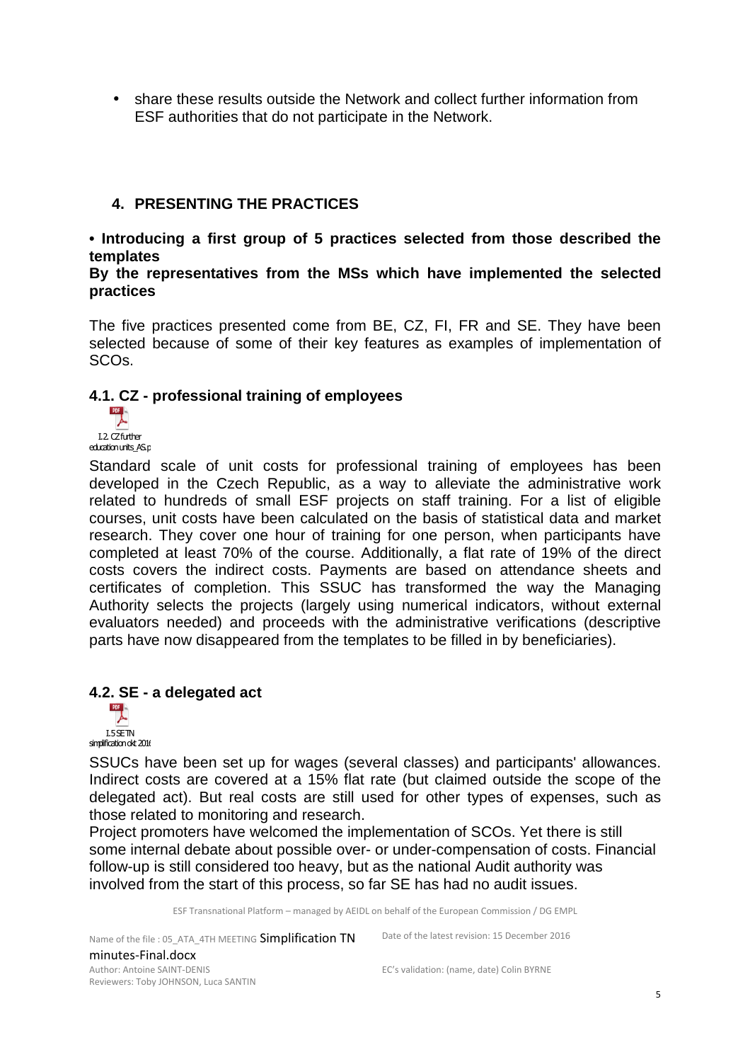- share these results outside the Network and collect further information from ESF authorities that do not participate in the Network.

## 4. PRESENTING THE PRACTICES

**• Introducing a first group of 5 practices selected from those described the templates**
**By the representatives from the MSs which have implemented the selected practices**

The five practices presented come from BE, CZ, FI, FR and SE. They have been selected because of some of their key features as examples of implementation of SCOs.

### 4.1. CZ - professional training of employees

I.2. CZ further education units_AS.p

Standard scale of unit costs for professional training of employees has been developed in the Czech Republic, as a way to alleviate the administrative work related to hundreds of small ESF projects on staff training. For a list of eligible courses, unit costs have been calculated on the basis of statistical data and market research. They cover one hour of training for one person, when participants have completed at least 70% of the course. Additionally, a flat rate of 19% of the direct costs covers the indirect costs. Payments are based on attendance sheets and certificates of completion. This SSUC has transformed the way the Managing Authority selects the projects (largely using numerical indicators, without external evaluators needed) and proceeds with the administrative verifications (descriptive parts have now disappeared from the templates to be filled in by beneficiaries).

### 4.2. SE - a delegated act

I.5 SE TN simplification okt 2016

SSUCs have been set up for wages (several classes) and participants' allowances. Indirect costs are covered at a 15% flat rate (but claimed outside the scope of the delegated act). But real costs are still used for other types of expenses, such as those related to monitoring and research.

Project promoters have welcomed the implementation of SCOs. Yet there is still some internal debate about possible over- or under-compensation of costs. Financial follow-up is still considered too heavy, but as the national Audit authority was involved from the start of this process, so far SE has had no audit issues.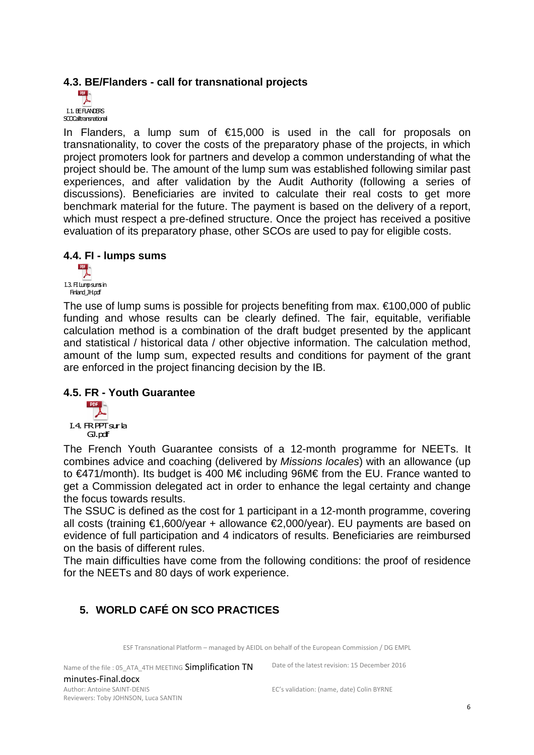### 4.3. BE/Flanders - call for transnational projects

I.1. BE FLANDERS SCOCalltransnational

In Flanders, a lump sum of €15,000 is used in the call for proposals on transnationality, to cover the costs of the preparatory phase of the projects, in which project promoters look for partners and develop a common understanding of what the project should be. The amount of the lump sum was established following similar past experiences, and after validation by the Audit Authority (following a series of discussions). Beneficiaries are invited to calculate their real costs to get more benchmark material for the future. The payment is based on the delivery of a report, which must respect a pre-defined structure. Once the project has received a positive evaluation of its preparatory phase, other SCOs are used to pay for eligible costs.

### 4.4. FI - lumps sums

I.3. FI Lump sums in Finland_JH.pdf

The use of lump sums is possible for projects benefiting from max. €100,000 of public funding and whose results can be clearly defined. The fair, equitable, verifiable calculation method is a combination of the draft budget presented by the applicant and statistical / historical data / other objective information. The calculation method, amount of the lump sum, expected results and conditions for payment of the grant are enforced in the project financing decision by the IB.

### 4.5. FR - Youth Guarantee

I.4. FR PPT sur la GJ.pdf

The French Youth Guarantee consists of a 12-month programme for NEETs. It combines advice and coaching (delivered by *Missions locales*) with an allowance (up to €471/month). Its budget is 400 M€ including 96M€ from the EU. France wanted to get a Commission delegated act in order to enhance the legal certainty and change the focus towards results.

The SSUC is defined as the cost for 1 participant in a 12-month programme, covering all costs (training €1,600/year + allowance €2,000/year). EU payments are based on evidence of full participation and 4 indicators of results. Beneficiaries are reimbursed on the basis of different rules.

The main difficulties have come from the following conditions: the proof of residence for the NEETs and 80 days of work experience.

## 5. WORLD CAFÉ ON SCO PRACTICES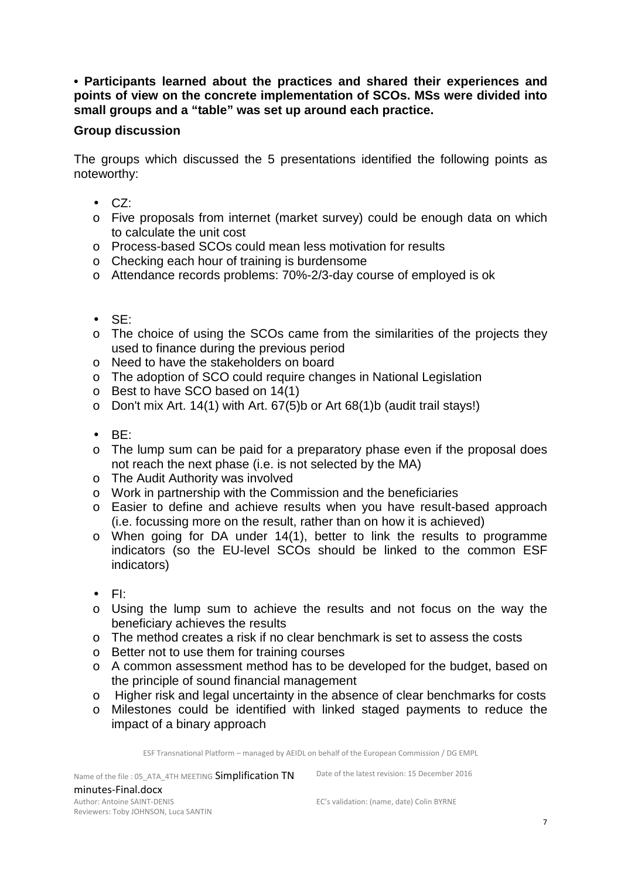**• Participants learned about the practices and shared their experiences and points of view on the concrete implementation of SCOs. MSs were divided into small groups and a "table" was set up around each practice.**

**Group discussion**

The groups which discussed the 5 presentations identified the following points as noteworthy:

- CZ:
  - Five proposals from internet (market survey) could be enough data on which to calculate the unit cost
  - Process-based SCOs could mean less motivation for results
  - Checking each hour of training is burdensome
  - Attendance records problems: 70%-2/3-day course of employed is ok

- SE:
  - The choice of using the SCOs came from the similarities of the projects they used to finance during the previous period
  - Need to have the stakeholders on board
  - The adoption of SCO could require changes in National Legislation
  - Best to have SCO based on 14(1)
  - Don't mix Art. 14(1) with Art. 67(5)b or Art 68(1)b (audit trail stays!)

- BE:
  - The lump sum can be paid for a preparatory phase even if the proposal does not reach the next phase (i.e. is not selected by the MA)
  - The Audit Authority was involved
  - Work in partnership with the Commission and the beneficiaries
  - Easier to define and achieve results when you have result-based approach (i.e. focussing more on the result, rather than on how it is achieved)
  - When going for DA under 14(1), better to link the results to programme indicators (so the EU-level SCOs should be linked to the common ESF indicators)

- FI:
  - Using the lump sum to achieve the results and not focus on the way the beneficiary achieves the results
  - The method creates a risk if no clear benchmark is set to assess the costs
  - Better not to use them for training courses
  - A common assessment method has to be developed for the budget, based on the principle of sound financial management
  - Higher risk and legal uncertainty in the absence of clear benchmarks for costs
  - Milestones could be identified with linked staged payments to reduce the impact of a binary approach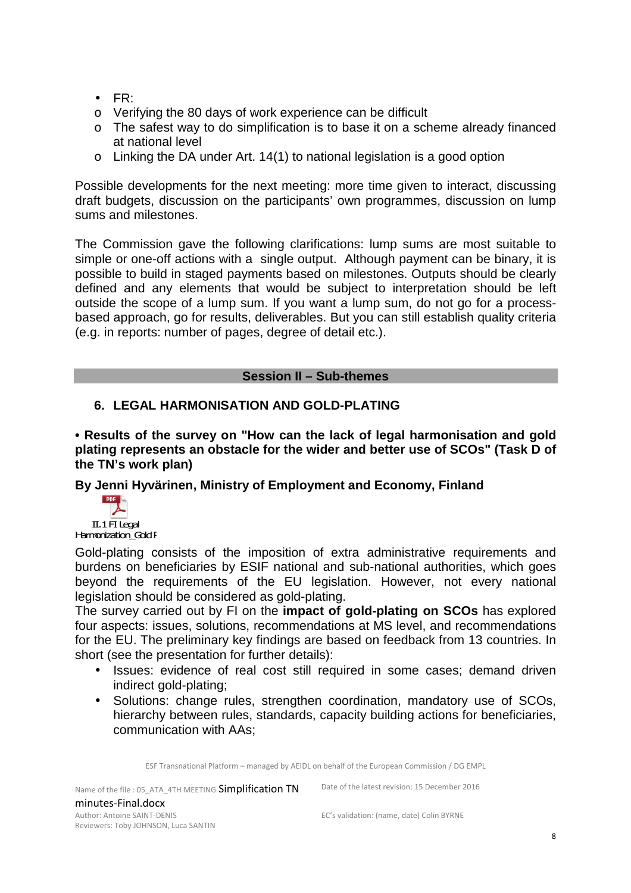- FR:
  - Verifying the 80 days of work experience can be difficult
  - The safest way to do simplification is to base it on a scheme already financed at national level
  - Linking the DA under Art. 14(1) to national legislation is a good option

Possible developments for the next meeting: more time given to interact, discussing draft budgets, discussion on the participants' own programmes, discussion on lump sums and milestones.

The Commission gave the following clarifications: lump sums are most suitable to simple or one-off actions with a single output. Although payment can be binary, it is possible to build in staged payments based on milestones. Outputs should be clearly defined and any elements that would be subject to interpretation should be left outside the scope of a lump sum. If you want a lump sum, do not go for a process-based approach, go for results, deliverables. But you can still establish quality criteria (e.g. in reports: number of pages, degree of detail etc.).

## Session II – Sub-themes

### 6. LEGAL HARMONISATION AND GOLD-PLATING

**• Results of the survey on "How can the lack of legal harmonisation and gold plating represents an obstacle for the wider and better use of SCOs" (Task D of the TN's work plan)**

**By Jenni Hyvärinen, Ministry of Employment and Economy, Finland**

II.1 FI Legal Harmonization_Gold F

Gold-plating consists of the imposition of extra administrative requirements and burdens on beneficiaries by ESIF national and sub-national authorities, which goes beyond the requirements of the EU legislation. However, not every national legislation should be considered as gold-plating.

The survey carried out by FI on the **impact of gold-plating on SCOs** has explored four aspects: issues, solutions, recommendations at MS level, and recommendations for the EU. The preliminary key findings are based on feedback from 13 countries. In short (see the presentation for further details):

- Issues: evidence of real cost still required in some cases; demand driven indirect gold-plating;
- Solutions: change rules, strengthen coordination, mandatory use of SCOs, hierarchy between rules, standards, capacity building actions for beneficiaries, communication with AAs;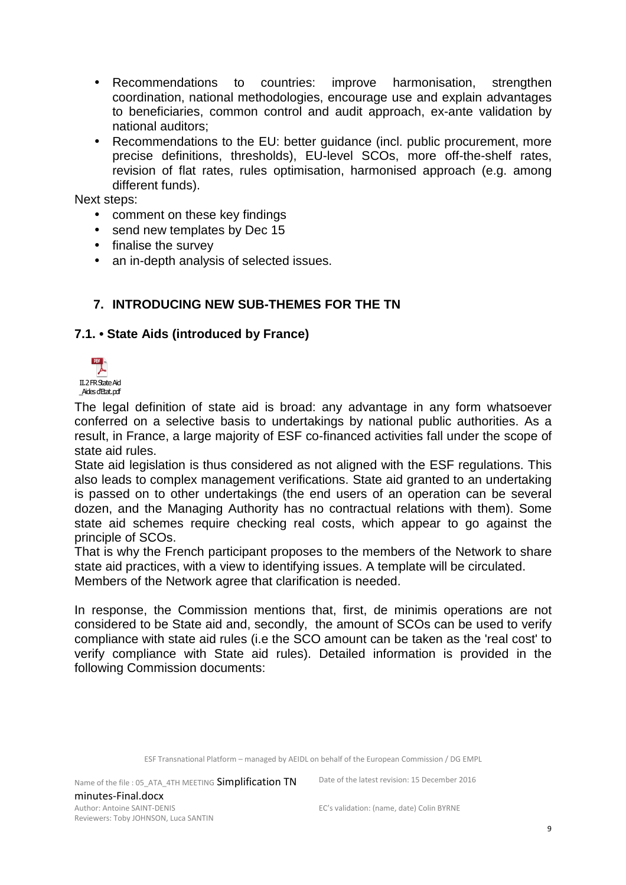- Recommendations to countries: improve harmonisation, strengthen coordination, national methodologies, encourage use and explain advantages to beneficiaries, common control and audit approach, ex-ante validation by national auditors;
- Recommendations to the EU: better guidance (incl. public procurement, more precise definitions, thresholds), EU-level SCOs, more off-the-shelf rates, revision of flat rates, rules optimisation, harmonised approach (e.g. among different funds).

Next steps:

- comment on these key findings
- send new templates by Dec 15
- finalise the survey
- an in-depth analysis of selected issues.

## 7. INTRODUCING NEW SUB-THEMES FOR THE TN

### 7.1. • State Aids (introduced by France)

II.2 FR State Aid _Aides d'Etat.pdf

The legal definition of state aid is broad: any advantage in any form whatsoever conferred on a selective basis to undertakings by national public authorities. As a result, in France, a large majority of ESF co-financed activities fall under the scope of state aid rules.

State aid legislation is thus considered as not aligned with the ESF regulations. This also leads to complex management verifications. State aid granted to an undertaking is passed on to other undertakings (the end users of an operation can be several dozen, and the Managing Authority has no contractual relations with them). Some state aid schemes require checking real costs, which appear to go against the principle of SCOs.

That is why the French participant proposes to the members of the Network to share state aid practices, with a view to identifying issues. A template will be circulated.

Members of the Network agree that clarification is needed.

In response, the Commission mentions that, first, de minimis operations are not considered to be State aid and, secondly, the amount of SCOs can be used to verify compliance with state aid rules (i.e the SCO amount can be taken as the 'real cost' to verify compliance with State aid rules). Detailed information is provided in the following Commission documents: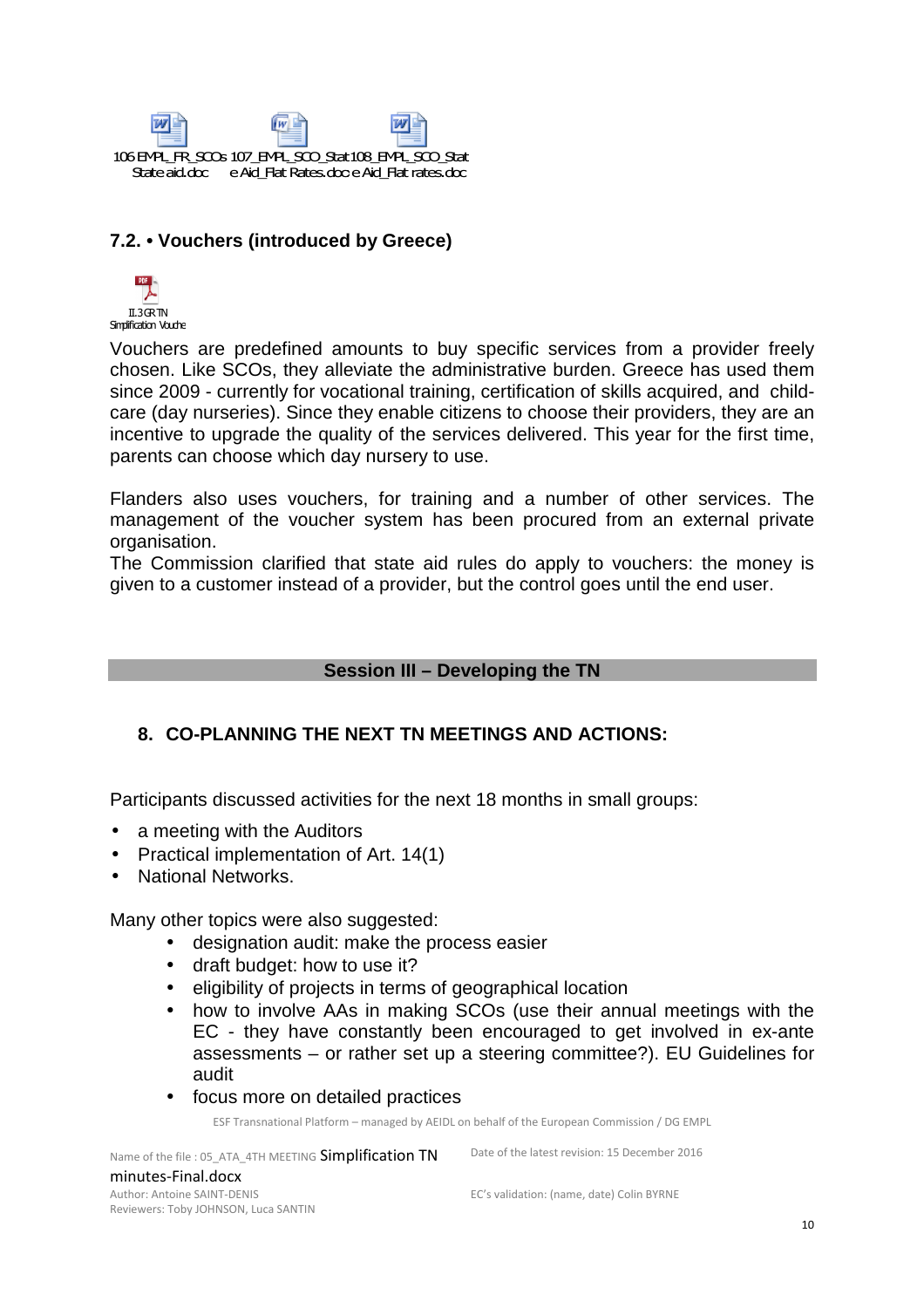106 EMPL_FR_SCOs State aid.doc 107_EMPL_SCO_State Aid_Flat Rates.doc 108_EMPL_SCO_State Aid_Flat rates.doc

### 7.2. • Vouchers (introduced by Greece)

II.3 GR TN Simplification Vouche

Vouchers are predefined amounts to buy specific services from a provider freely chosen. Like SCOs, they alleviate the administrative burden. Greece has used them since 2009 - currently for vocational training, certification of skills acquired, and child-care (day nurseries). Since they enable citizens to choose their providers, they are an incentive to upgrade the quality of the services delivered. This year for the first time, parents can choose which day nursery to use.

Flanders also uses vouchers, for training and a number of other services. The management of the voucher system has been procured from an external private organisation.
The Commission clarified that state aid rules do apply to vouchers: the money is given to a customer instead of a provider, but the control goes until the end user.

## Session III – Developing the TN

### 8. CO-PLANNING THE NEXT TN MEETINGS AND ACTIONS:

Participants discussed activities for the next 18 months in small groups:

- a meeting with the Auditors
- Practical implementation of Art. 14(1)
- National Networks.

Many other topics were also suggested:

- designation audit: make the process easier
- draft budget: how to use it?
- eligibility of projects in terms of geographical location
- how to involve AAs in making SCOs (use their annual meetings with the EC - they have constantly been encouraged to get involved in ex-ante assessments – or rather set up a steering committee?). EU Guidelines for audit
- focus more on detailed practices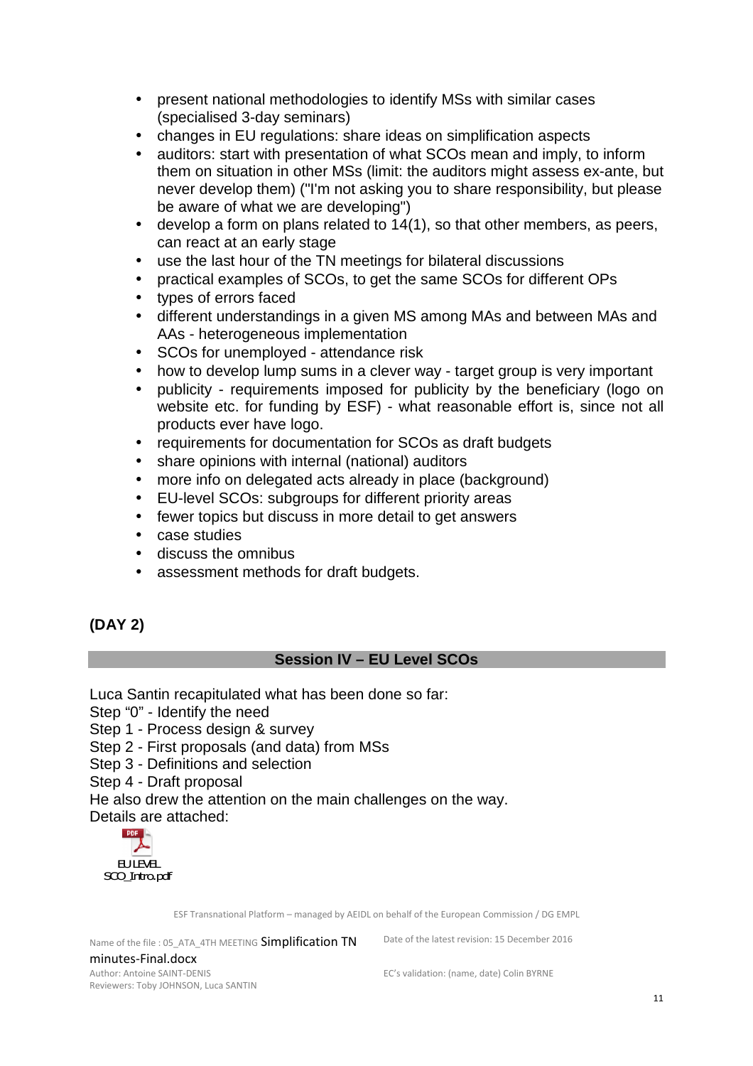- present national methodologies to identify MSs with similar cases (specialised 3-day seminars)
- changes in EU regulations: share ideas on simplification aspects
- auditors: start with presentation of what SCOs mean and imply, to inform them on situation in other MSs (limit: the auditors might assess ex-ante, but never develop them) ("I'm not asking you to share responsibility, but please be aware of what we are developing")
- develop a form on plans related to 14(1), so that other members, as peers, can react at an early stage
- use the last hour of the TN meetings for bilateral discussions
- practical examples of SCOs, to get the same SCOs for different OPs
- types of errors faced
- different understandings in a given MS among MAs and between MAs and AAs - heterogeneous implementation
- SCOs for unemployed - attendance risk
- how to develop lump sums in a clever way - target group is very important
- publicity - requirements imposed for publicity by the beneficiary (logo on website etc. for funding by ESF) - what reasonable effort is, since not all products ever have logo.
- requirements for documentation for SCOs as draft budgets
- share opinions with internal (national) auditors
- more info on delegated acts already in place (background)
- EU-level SCOs: subgroups for different priority areas
- fewer topics but discuss in more detail to get answers
- case studies
- discuss the omnibus
- assessment methods for draft budgets.

**(DAY 2)**

## Session IV – EU Level SCOs

Luca Santin recapitulated what has been done so far:

Step "0" - Identify the need

Step 1 - Process design & survey

Step 2 - First proposals (and data) from MSs

Step 3 - Definitions and selection

Step 4 - Draft proposal

He also drew the attention on the main challenges on the way.

Details are attached:

EU LEVEL SCO_Intro.pdf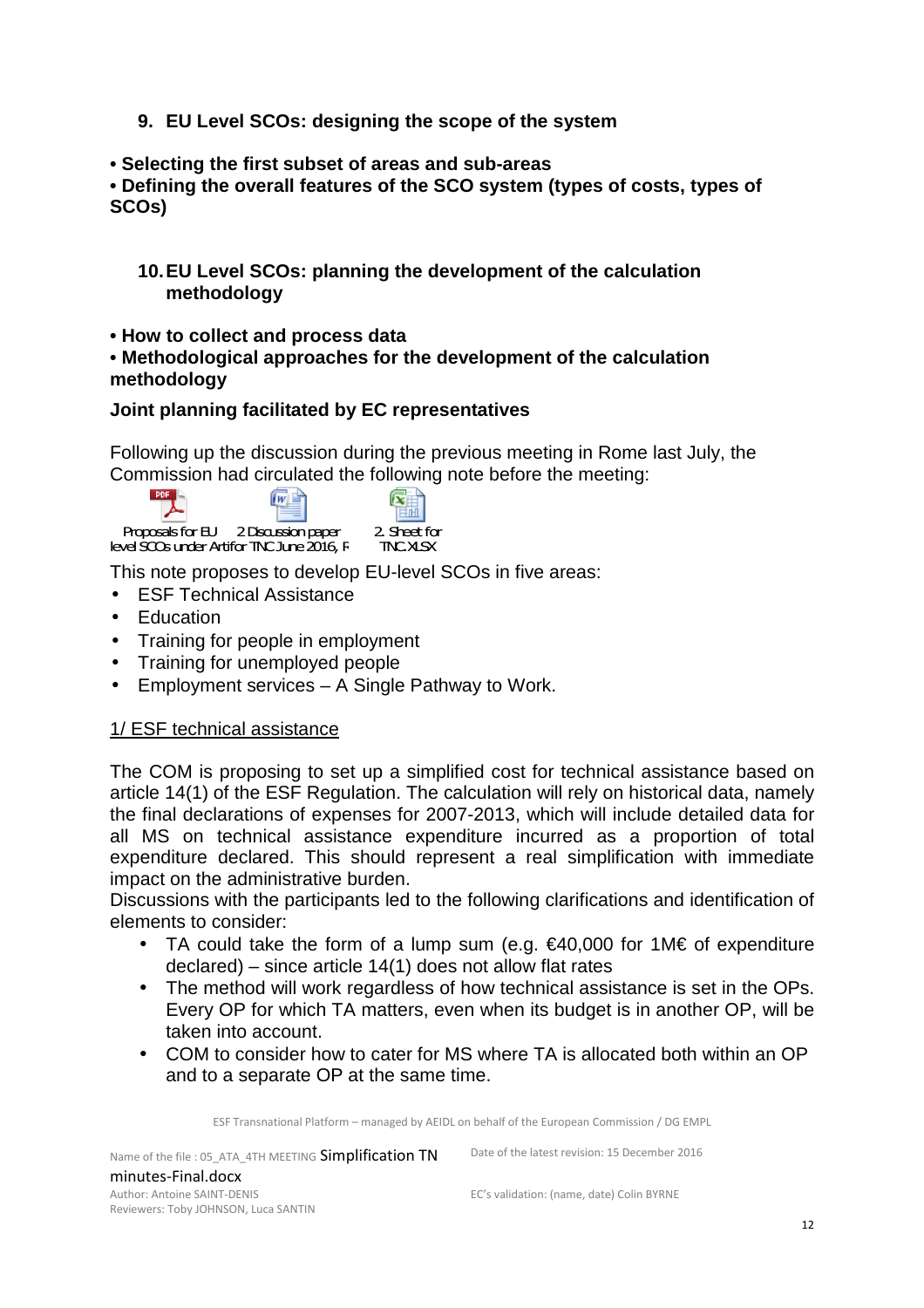9. **EU Level SCOs: designing the scope of the system**

**• Selecting the first subset of areas and sub-areas**

**• Defining the overall features of the SCO system (types of costs, types of SCOs)**

10. **EU Level SCOs: planning the development of the calculation methodology**

**• How to collect and process data**

**• Methodological approaches for the development of the calculation methodology**

**Joint planning facilitated by EC representatives**

Following up the discussion during the previous meeting in Rome last July, the Commission had circulated the following note before the meeting:

Proposals for EU level SCOs under Art for TNC June 2016, F    2 Discussion paper    2. Sheet for TNC.XLSX

This note proposes to develop EU-level SCOs in five areas:

- ESF Technical Assistance
- Education
- Training for people in employment
- Training for unemployed people
- Employment services – A Single Pathway to Work.

<u>1/ ESF technical assistance</u>

The COM is proposing to set up a simplified cost for technical assistance based on article 14(1) of the ESF Regulation. The calculation will rely on historical data, namely the final declarations of expenses for 2007-2013, which will include detailed data for all MS on technical assistance expenditure incurred as a proportion of total expenditure declared. This should represent a real simplification with immediate impact on the administrative burden.

Discussions with the participants led to the following clarifications and identification of elements to consider:

- TA could take the form of a lump sum (e.g. €40,000 for 1M€ of expenditure declared) – since article 14(1) does not allow flat rates
- The method will work regardless of how technical assistance is set in the OPs. Every OP for which TA matters, even when its budget is in another OP, will be taken into account.
- COM to consider how to cater for MS where TA is allocated both within an OP and to a separate OP at the same time.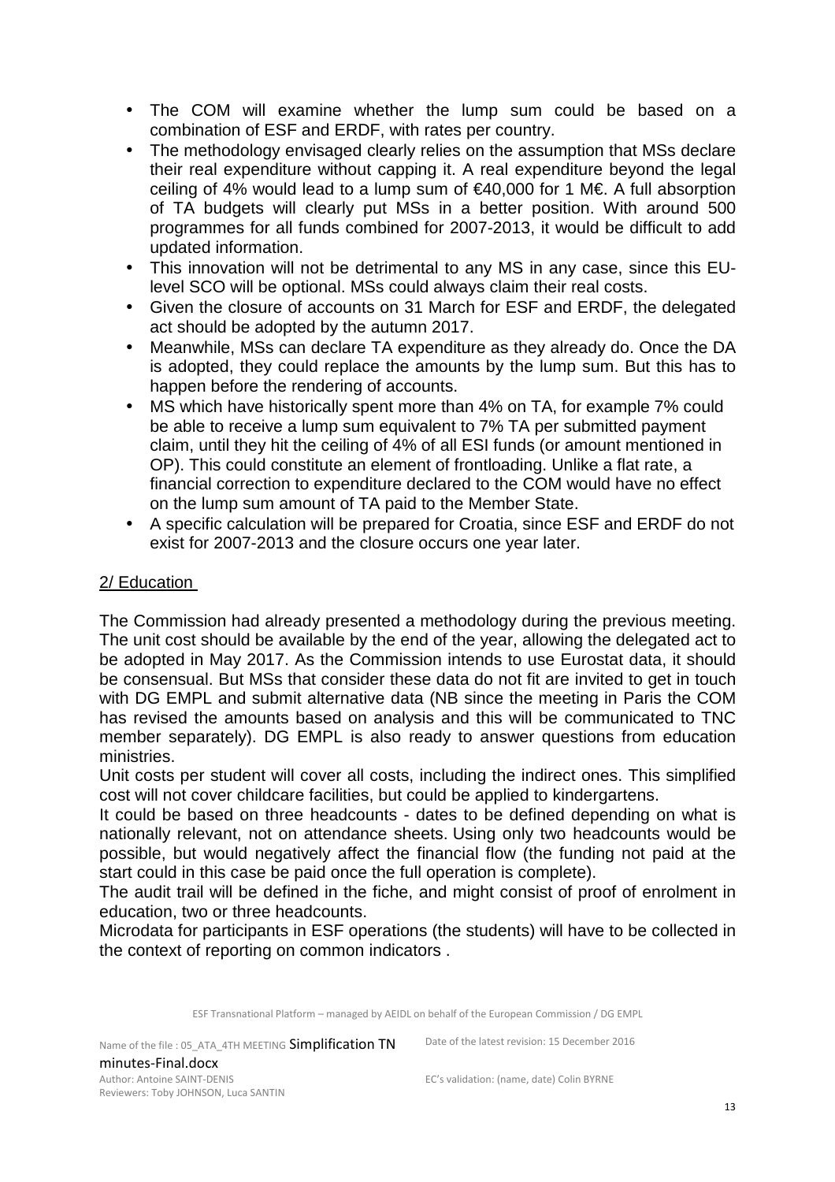- The COM will examine whether the lump sum could be based on a combination of ESF and ERDF, with rates per country.
- The methodology envisaged clearly relies on the assumption that MSs declare their real expenditure without capping it. A real expenditure beyond the legal ceiling of 4% would lead to a lump sum of €40,000 for 1 M€. A full absorption of TA budgets will clearly put MSs in a better position. With around 500 programmes for all funds combined for 2007-2013, it would be difficult to add updated information.
- This innovation will not be detrimental to any MS in any case, since this EU-level SCO will be optional. MSs could always claim their real costs.
- Given the closure of accounts on 31 March for ESF and ERDF, the delegated act should be adopted by the autumn 2017.
- Meanwhile, MSs can declare TA expenditure as they already do. Once the DA is adopted, they could replace the amounts by the lump sum. But this has to happen before the rendering of accounts.
- MS which have historically spent more than 4% on TA, for example 7% could be able to receive a lump sum equivalent to 7% TA per submitted payment claim, until they hit the ceiling of 4% of all ESI funds (or amount mentioned in OP). This could constitute an element of frontloading. Unlike a flat rate, a financial correction to expenditure declared to the COM would have no effect on the lump sum amount of TA paid to the Member State.
- A specific calculation will be prepared for Croatia, since ESF and ERDF do not exist for 2007-2013 and the closure occurs one year later.

## 2/ Education

The Commission had already presented a methodology during the previous meeting. The unit cost should be available by the end of the year, allowing the delegated act to be adopted in May 2017. As the Commission intends to use Eurostat data, it should be consensual. But MSs that consider these data do not fit are invited to get in touch with DG EMPL and submit alternative data (NB since the meeting in Paris the COM has revised the amounts based on analysis and this will be communicated to TNC member separately). DG EMPL is also ready to answer questions from education ministries.

Unit costs per student will cover all costs, including the indirect ones. This simplified cost will not cover childcare facilities, but could be applied to kindergartens.

It could be based on three headcounts - dates to be defined depending on what is nationally relevant, not on attendance sheets. Using only two headcounts would be possible, but would negatively affect the financial flow (the funding not paid at the start could in this case be paid once the full operation is complete).

The audit trail will be defined in the fiche, and might consist of proof of enrolment in education, two or three headcounts.

Microdata for participants in ESF operations (the students) will have to be collected in the context of reporting on common indicators .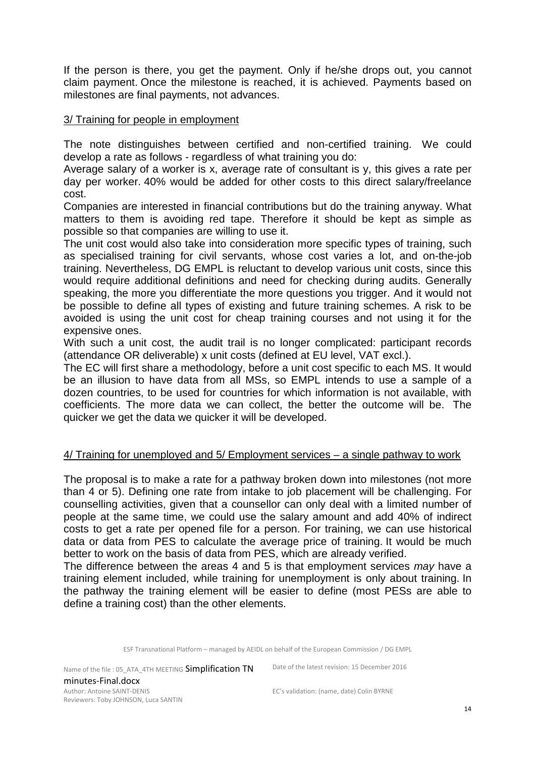If the person is there, you get the payment. Only if he/she drops out, you cannot claim payment. Once the milestone is reached, it is achieved. Payments based on milestones are final payments, not advances.

3/ Training for people in employment

The note distinguishes between certified and non-certified training. We could develop a rate as follows - regardless of what training you do:

Average salary of a worker is x, average rate of consultant is y, this gives a rate per day per worker. 40% would be added for other costs to this direct salary/freelance cost.

Companies are interested in financial contributions but do the training anyway. What matters to them is avoiding red tape. Therefore it should be kept as simple as possible so that companies are willing to use it.

The unit cost would also take into consideration more specific types of training, such as specialised training for civil servants, whose cost varies a lot, and on-the-job training. Nevertheless, DG EMPL is reluctant to develop various unit costs, since this would require additional definitions and need for checking during audits. Generally speaking, the more you differentiate the more questions you trigger. And it would not be possible to define all types of existing and future training schemes. A risk to be avoided is using the unit cost for cheap training courses and not using it for the expensive ones.

With such a unit cost, the audit trail is no longer complicated: participant records (attendance OR deliverable) x unit costs (defined at EU level, VAT excl.).

The EC will first share a methodology, before a unit cost specific to each MS. It would be an illusion to have data from all MSs, so EMPL intends to use a sample of a dozen countries, to be used for countries for which information is not available, with coefficients. The more data we can collect, the better the outcome will be. The quicker we get the data we quicker it will be developed.

4/ Training for unemployed and 5/ Employment services – a single pathway to work

The proposal is to make a rate for a pathway broken down into milestones (not more than 4 or 5). Defining one rate from intake to job placement will be challenging. For counselling activities, given that a counsellor can only deal with a limited number of people at the same time, we could use the salary amount and add 40% of indirect costs to get a rate per opened file for a person. For training, we can use historical data or data from PES to calculate the average price of training. It would be much better to work on the basis of data from PES, which are already verified.

The difference between the areas 4 and 5 is that employment services *may* have a training element included, while training for unemployment is only about training. In the pathway the training element will be easier to define (most PESs are able to define a training cost) than the other elements.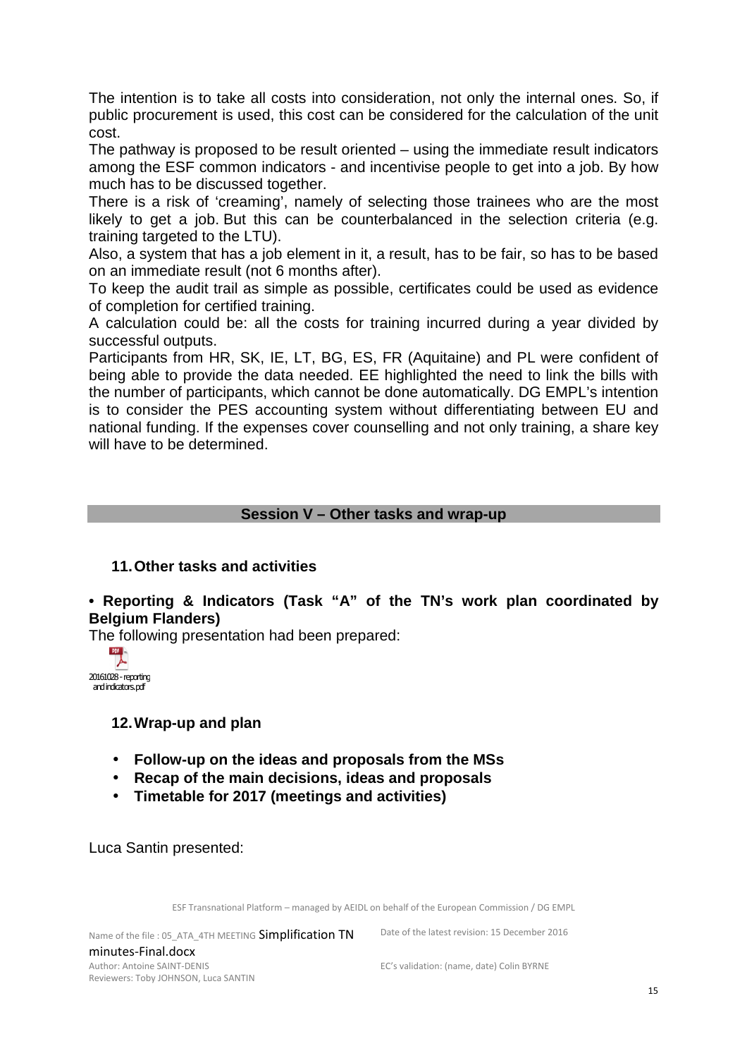The intention is to take all costs into consideration, not only the internal ones. So, if public procurement is used, this cost can be considered for the calculation of the unit cost.

The pathway is proposed to be result oriented – using the immediate result indicators among the ESF common indicators - and incentivise people to get into a job. By how much has to be discussed together.

There is a risk of 'creaming', namely of selecting those trainees who are the most likely to get a job. But this can be counterbalanced in the selection criteria (e.g. training targeted to the LTU).

Also, a system that has a job element in it, a result, has to be fair, so has to be based on an immediate result (not 6 months after).

To keep the audit trail as simple as possible, certificates could be used as evidence of completion for certified training.

A calculation could be: all the costs for training incurred during a year divided by successful outputs.

Participants from HR, SK, IE, LT, BG, ES, FR (Aquitaine) and PL were confident of being able to provide the data needed. EE highlighted the need to link the bills with the number of participants, which cannot be done automatically. DG EMPL's intention is to consider the PES accounting system without differentiating between EU and national funding. If the expenses cover counselling and not only training, a share key will have to be determined.

## Session V – Other tasks and wrap-up

### 11. Other tasks and activities

**• Reporting & Indicators (Task "A" of the TN's work plan coordinated by Belgium Flanders)**

The following presentation had been prepared:

20161028 - reporting and indicators.pdf

### 12. Wrap-up and plan

- **Follow-up on the ideas and proposals from the MSs**
- **Recap of the main decisions, ideas and proposals**
- **Timetable for 2017 (meetings and activities)**

Luca Santin presented: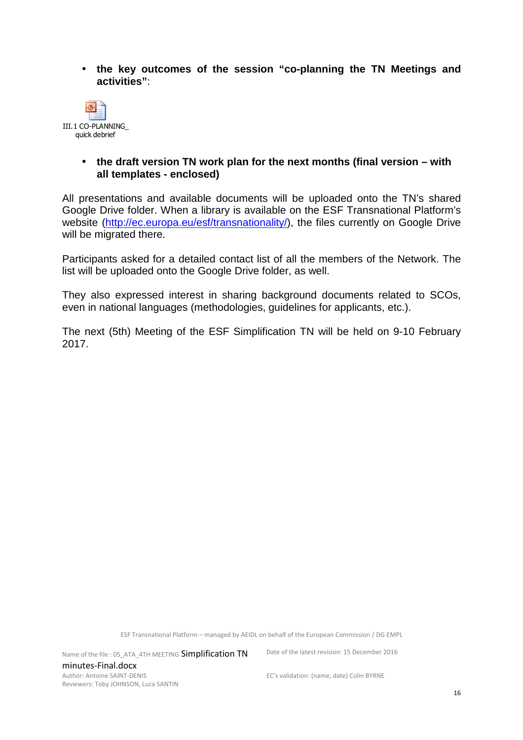- **the key outcomes of the session "co-planning the TN Meetings and activities"**:

III.1 CO-PLANNING_ quick debrief

- **the draft version TN work plan for the next months (final version – with all templates - enclosed)**

All presentations and available documents will be uploaded onto the TN's shared Google Drive folder. When a library is available on the ESF Transnational Platform's website (http://ec.europa.eu/esf/transnationality/), the files currently on Google Drive will be migrated there.

Participants asked for a detailed contact list of all the members of the Network. The list will be uploaded onto the Google Drive folder, as well.

They also expressed interest in sharing background documents related to SCOs, even in national languages (methodologies, guidelines for applicants, etc.).

The next (5th) Meeting of the ESF Simplification TN will be held on 9-10 February 2017.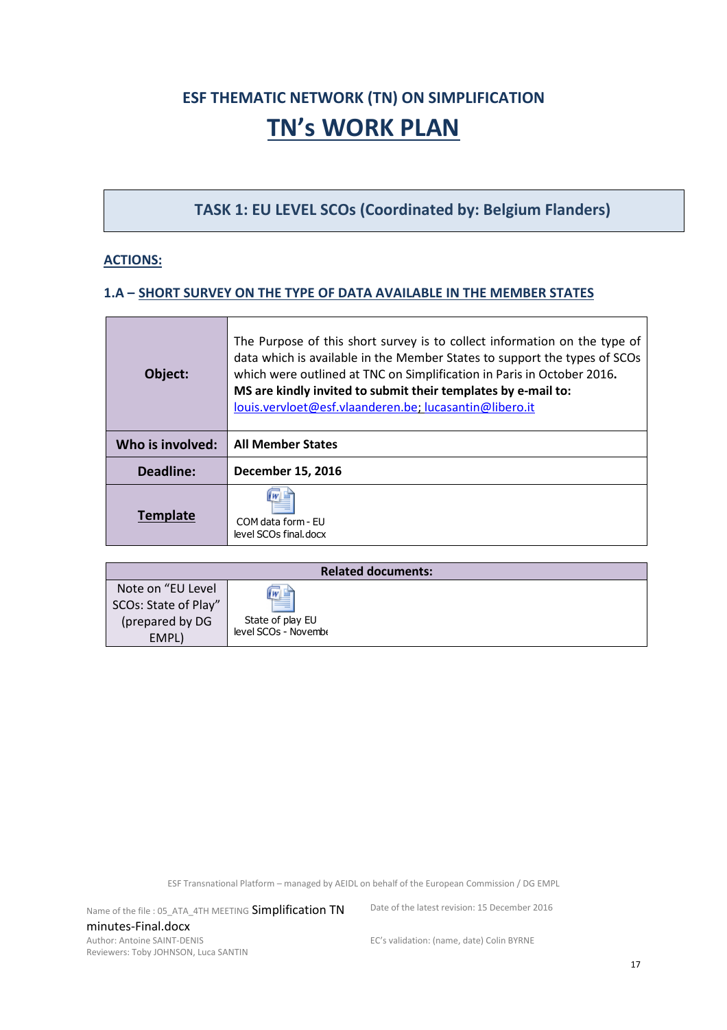## ESF THEMATIC NETWORK (TN) ON SIMPLIFICATION

# TN's WORK PLAN

### TASK 1: EU LEVEL SCOs (Coordinated by: Belgium Flanders)

**ACTIONS:**

#### 1.A – SHORT SURVEY ON THE TYPE OF DATA AVAILABLE IN THE MEMBER STATES

| | |
|---|---|
| **Object:** | The Purpose of this short survey is to collect information on the type of data which is available in the Member States to support the types of SCOs which were outlined at TNC on Simplification in Paris in October 2016. **MS are kindly invited to submit their templates by e-mail to:** louis.vervloet@esf.vlaanderen.be; lucasantin@libero.it |
| **Who is involved:** | **All Member States** |
| **Deadline:** | **December 15, 2016** |
| **Template** | COM data form - EU level SCOs final.docx |

| Related documents: | |
|---|---|
| Note on "EU Level SCOs: State of Play" (prepared by DG EMPL) | State of play EU level SCOs - Novembe |

Name of the file : 05_ATA_4TH MEETING Simplification TN minutes-Final.docx
Author: Antoine SAINT-DENIS
Reviewers: Toby JOHNSON, Luca SANTIN

Date of the latest revision: 15 December 2016

EC's validation: (name, date) Colin BYRNE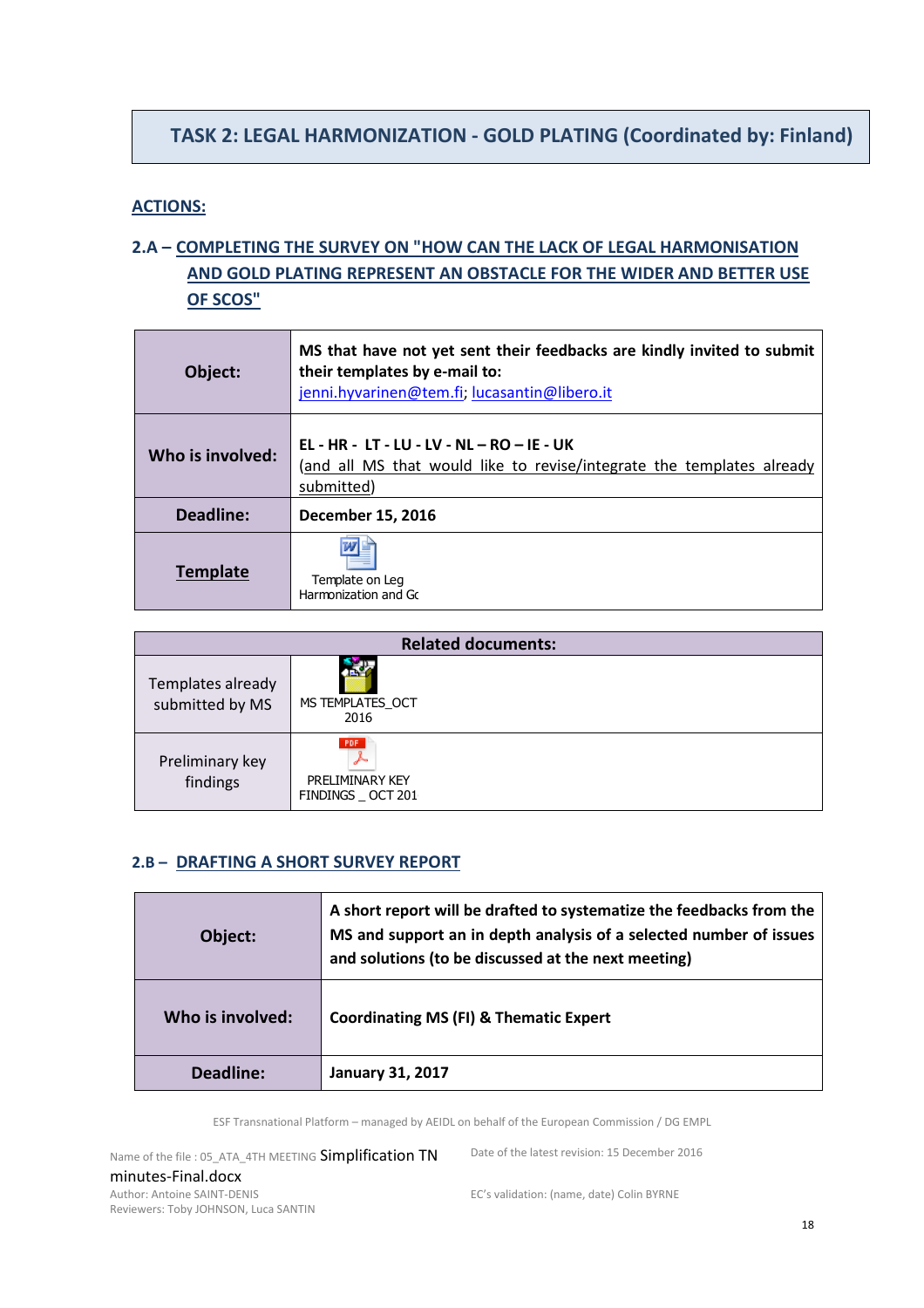# TASK 2: LEGAL HARMONIZATION - GOLD PLATING (Coordinated by: Finland)

## ACTIONS:

### 2.A – COMPLETING THE SURVEY ON "HOW CAN THE LACK OF LEGAL HARMONISATION AND GOLD PLATING REPRESENT AN OBSTACLE FOR THE WIDER AND BETTER USE OF SCOS"

| | |
|---|---|
| **Object:** | **MS that have not yet sent their feedbacks are kindly invited to submit their templates by e-mail to:** jenni.hyvarinen@tem.fi; lucasantin@libero.it |
| **Who is involved:** | **EL - HR - LT - LU - LV - NL – RO – IE - UK** (and all MS that would like to revise/integrate the templates already submitted) |
| **Deadline:** | **December 15, 2016** |
| **Template** | Template on Leg Harmonization and Gc |

| Related documents: | |
|---|---|
| Templates already submitted by MS | MS TEMPLATES_OCT 2016 |
| Preliminary key findings | PRELIMINARY KEY FINDINGS _ OCT 201 |

### 2.B – DRAFTING A SHORT SURVEY REPORT

| | |
|---|---|
| **Object:** | **A short report will be drafted to systematize the feedbacks from the MS and support an in depth analysis of a selected number of issues and solutions (to be discussed at the next meeting)** |
| **Who is involved:** | **Coordinating MS (FI) & Thematic Expert** |
| **Deadline:** | **January 31, 2017** |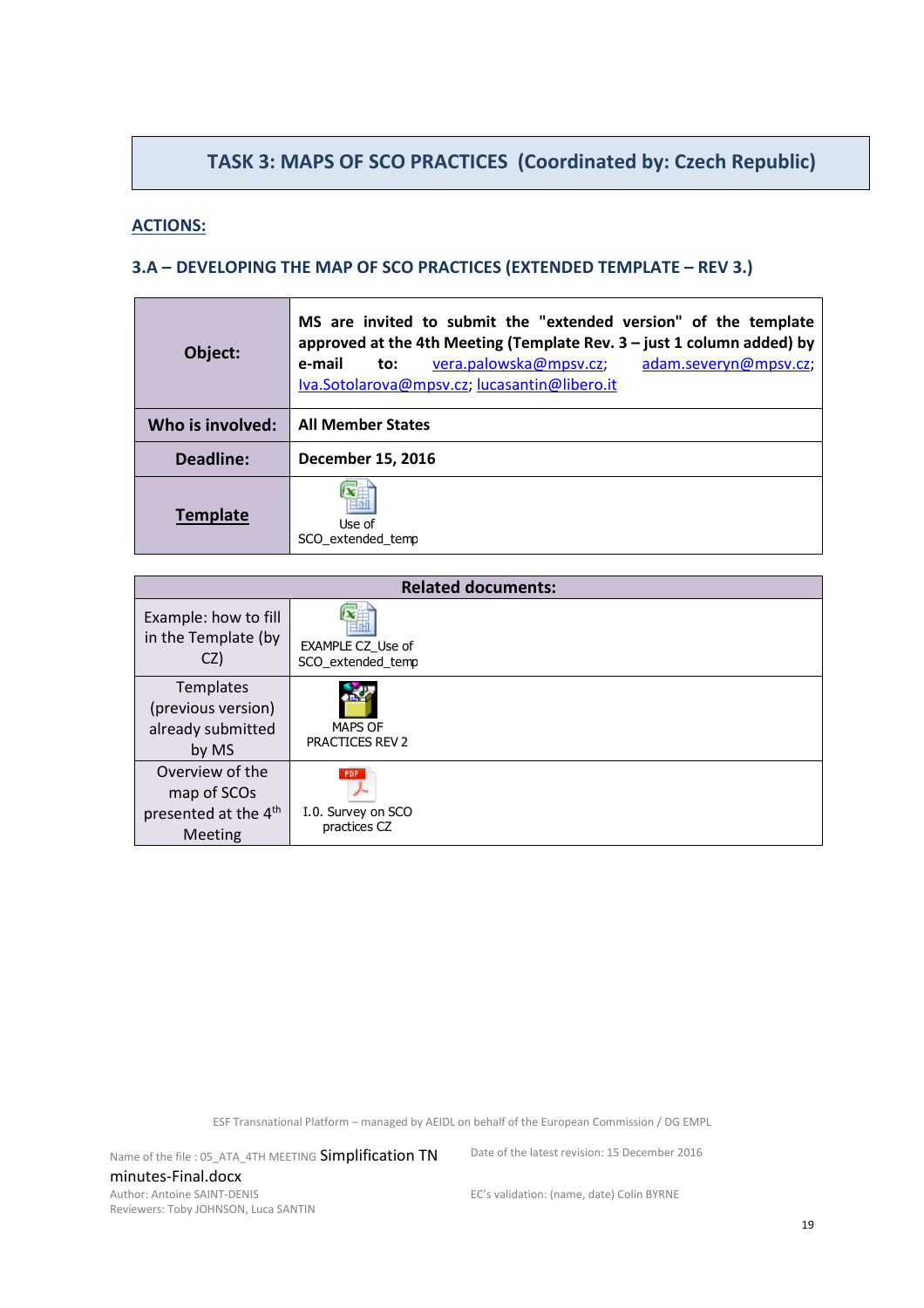## TASK 3: MAPS OF SCO PRACTICES (Coordinated by: Czech Republic)

**ACTIONS:**

### 3.A – DEVELOPING THE MAP OF SCO PRACTICES (EXTENDED TEMPLATE – REV 3.)

| | |
|---|---|
| **Object:** | **MS are invited to submit the "extended version" of the template approved at the 4th Meeting (Template Rev. 3 – just 1 column added) by e-mail to:** vera.palowska@mpsv.cz; adam.severyn@mpsv.cz; Iva.Sotolarova@mpsv.cz; lucasantin@libero.it |
| **Who is involved:** | **All Member States** |
| **Deadline:** | **December 15, 2016** |
| **Template** | Use of SCO_extended_temp |

| **Related documents:** | |
|---|---|
| Example: how to fill in the Template (by CZ) | EXAMPLE CZ_Use of SCO_extended_temp |
| Templates (previous version) already submitted by MS | MAPS OF PRACTICES REV 2 |
| Overview of the map of SCOs presented at the 4th Meeting | I.0. Survey on SCO practices CZ |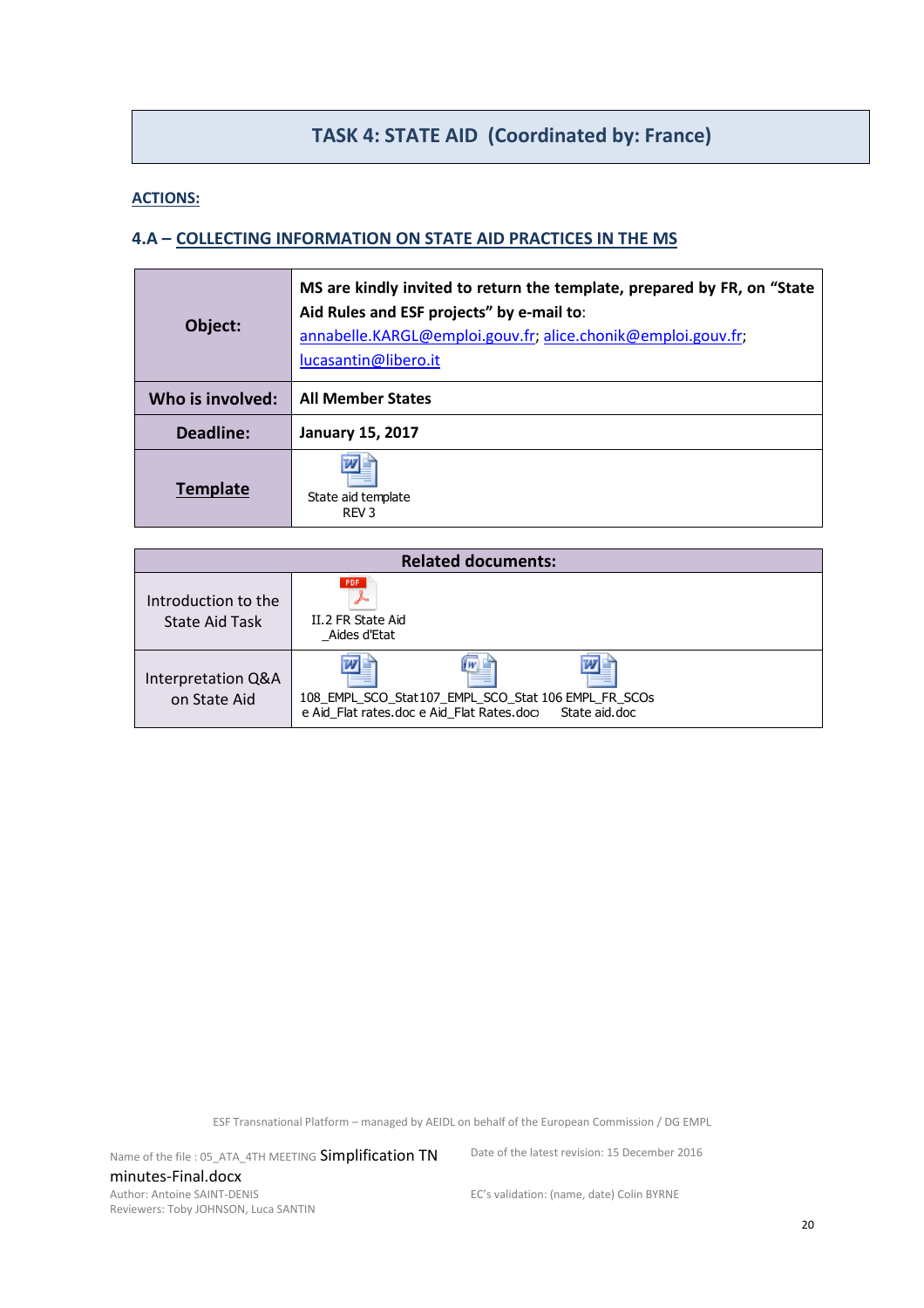# TASK 4: STATE AID (Coordinated by: France)

**ACTIONS:**

## 4.A – COLLECTING INFORMATION ON STATE AID PRACTICES IN THE MS

| | |
|---|---|
| **Object:** | **MS are kindly invited to return the template, prepared by FR, on "State Aid Rules and ESF projects" by e-mail to**: annabelle.KARGL@emploi.gouv.fr; alice.chonik@emploi.gouv.fr; lucasantin@libero.it |
| **Who is involved:** | **All Member States** |
| **Deadline:** | **January 15, 2017** |
| **Template** | State aid template REV 3 |

| Related documents: | | | |
|---|---|---|---|
| Introduction to the State Aid Task | II.2 FR State Aid _Aides d'Etat | | |
| Interpretation Q&A on State Aid | 108_EMPL_SCO_State Aid_Flat rates.doc | 107_EMPL_SCO_State Aid_Flat Rates.docx | 106 EMPL_FR_SCOs State aid.doc |

ESF Transnational Platform – managed by AEIDL on behalf of the European Commission / DG EMPL

Name of the file : 05_ATA_4TH MEETING Simplification TN minutes-Final.docx
Author: Antoine SAINT-DENIS
Reviewers: Toby JOHNSON, Luca SANTIN

Date of the latest revision: 15 December 2016

EC's validation: (name, date) Colin BYRNE